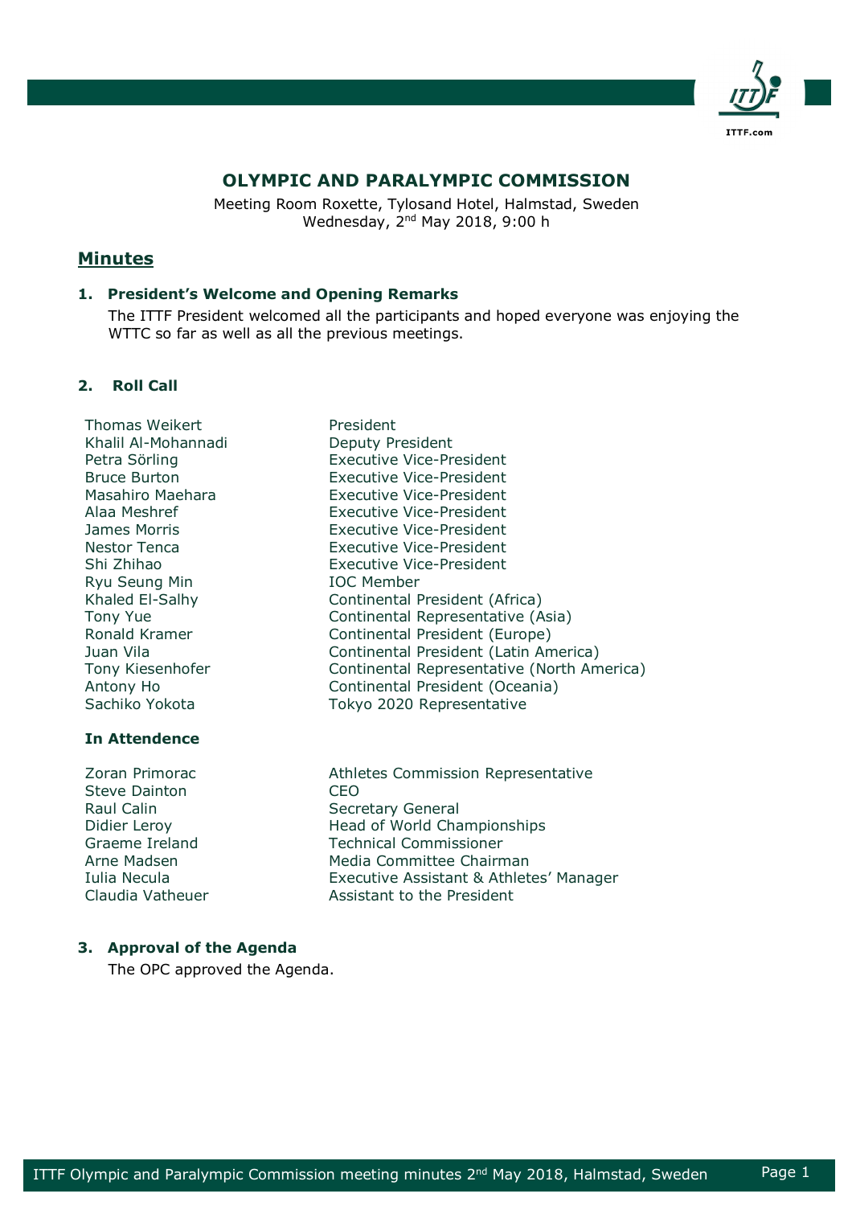# OLYMPIC AND PARALYMPIC COMMISSION

Meeting Room Roxette, Tylosand Hotel, Halmstad, Sweden
Wednesday, 2nd May 2018, 9:00 h

## Minutes

### 1. President's Welcome and Opening Remarks

The ITTF President welcomed all the participants and hoped everyone was enjoying the WTTC so far as well as all the previous meetings.

### 2. Roll Call

| | |
|---|---|
| Thomas Weikert | President |
| Khalil Al-Mohannadi | Deputy President |
| Petra Sörling | Executive Vice-President |
| Bruce Burton | Executive Vice-President |
| Masahiro Maehara | Executive Vice-President |
| Alaa Meshref | Executive Vice-President |
| James Morris | Executive Vice-President |
| Nestor Tenca | Executive Vice-President |
| Shi Zhihao | Executive Vice-President |
| Ryu Seung Min | IOC Member |
| Khaled El-Salhy | Continental President (Africa) |
| Tony Yue | Continental Representative (Asia) |
| Ronald Kramer | Continental President (Europe) |
| Juan Vila | Continental President (Latin America) |
| Tony Kiesenhofer | Continental Representative (North America) |
| Antony Ho | Continental President (Oceania) |
| Sachiko Yokota | Tokyo 2020 Representative |

**In Attendence**

| | |
|---|---|
| Zoran Primorac | Athletes Commission Representative |
| Steve Dainton | CEO |
| Raul Calin | Secretary General |
| Didier Leroy | Head of World Championships |
| Graeme Ireland | Technical Commissioner |
| Arne Madsen | Media Committee Chairman |
| Iulia Necula | Executive Assistant & Athletes' Manager |
| Claudia Vatheuer | Assistant to the President |

### 3. Approval of the Agenda

The OPC approved the Agenda.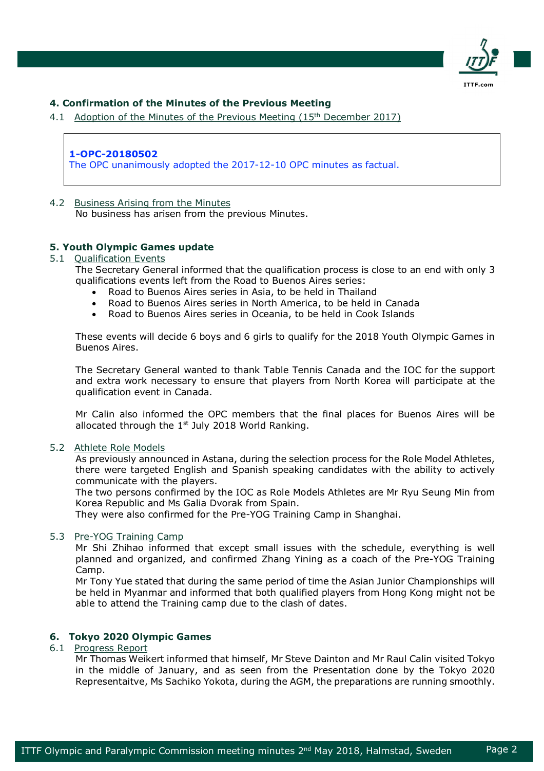## 4. Confirmation of the Minutes of the Previous Meeting

4.1 Adoption of the Minutes of the Previous Meeting (15th December 2017)

> **1-OPC-20180502**
> The OPC unanimously adopted the 2017-12-10 OPC minutes as factual.

4.2 Business Arising from the Minutes

No business has arisen from the previous Minutes.

## 5. Youth Olympic Games update

5.1 Qualification Events

The Secretary General informed that the qualification process is close to an end with only 3 qualifications events left from the Road to Buenos Aires series:

- Road to Buenos Aires series in Asia, to be held in Thailand
- Road to Buenos Aires series in North America, to be held in Canada
- Road to Buenos Aires series in Oceania, to be held in Cook Islands

These events will decide 6 boys and 6 girls to qualify for the 2018 Youth Olympic Games in Buenos Aires.

The Secretary General wanted to thank Table Tennis Canada and the IOC for the support and extra work necessary to ensure that players from North Korea will participate at the qualification event in Canada.

Mr Calin also informed the OPC members that the final places for Buenos Aires will be allocated through the 1st July 2018 World Ranking.

5.2 Athlete Role Models

As previously announced in Astana, during the selection process for the Role Model Athletes, there were targeted English and Spanish speaking candidates with the ability to actively communicate with the players.
The two persons confirmed by the IOC as Role Models Athletes are Mr Ryu Seung Min from Korea Republic and Ms Galia Dvorak from Spain.
They were also confirmed for the Pre-YOG Training Camp in Shanghai.

5.3 Pre-YOG Training Camp

Mr Shi Zhihao informed that except small issues with the schedule, everything is well planned and organized, and confirmed Zhang Yining as a coach of the Pre-YOG Training Camp.
Mr Tony Yue stated that during the same period of time the Asian Junior Championships will be held in Myanmar and informed that both qualified players from Hong Kong might not be able to attend the Training camp due to the clash of dates.

## 6. Tokyo 2020 Olympic Games

6.1 Progress Report

Mr Thomas Weikert informed that himself, Mr Steve Dainton and Mr Raul Calin visited Tokyo in the middle of January, and as seen from the Presentation done by the Tokyo 2020 Representaitve, Ms Sachiko Yokota, during the AGM, the preparations are running smoothly.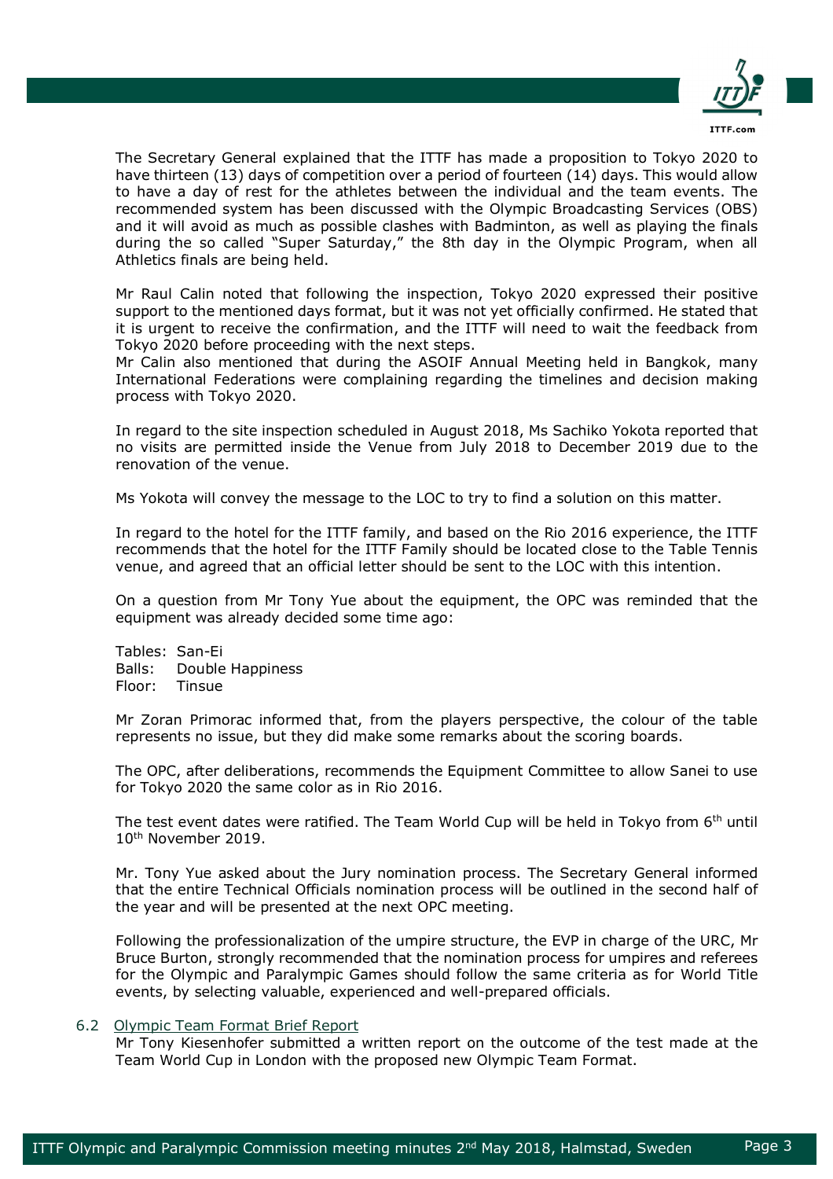The Secretary General explained that the ITTF has made a proposition to Tokyo 2020 to have thirteen (13) days of competition over a period of fourteen (14) days. This would allow to have a day of rest for the athletes between the individual and the team events. The recommended system has been discussed with the Olympic Broadcasting Services (OBS) and it will avoid as much as possible clashes with Badminton, as well as playing the finals during the so called "Super Saturday," the 8th day in the Olympic Program, when all Athletics finals are being held.

Mr Raul Calin noted that following the inspection, Tokyo 2020 expressed their positive support to the mentioned days format, but it was not yet officially confirmed. He stated that it is urgent to receive the confirmation, and the ITTF will need to wait the feedback from Tokyo 2020 before proceeding with the next steps.
Mr Calin also mentioned that during the ASOIF Annual Meeting held in Bangkok, many International Federations were complaining regarding the timelines and decision making process with Tokyo 2020.

In regard to the site inspection scheduled in August 2018, Ms Sachiko Yokota reported that no visits are permitted inside the Venue from July 2018 to December 2019 due to the renovation of the venue.

Ms Yokota will convey the message to the LOC to try to find a solution on this matter.

In regard to the hotel for the ITTF family, and based on the Rio 2016 experience, the ITTF recommends that the hotel for the ITTF Family should be located close to the Table Tennis venue, and agreed that an official letter should be sent to the LOC with this intention.

On a question from Mr Tony Yue about the equipment, the OPC was reminded that the equipment was already decided some time ago:

Tables: San-Ei
Balls: Double Happiness
Floor: Tinsue

Mr Zoran Primorac informed that, from the players perspective, the colour of the table represents no issue, but they did make some remarks about the scoring boards.

The OPC, after deliberations, recommends the Equipment Committee to allow Sanei to use for Tokyo 2020 the same color as in Rio 2016.

The test event dates were ratified. The Team World Cup will be held in Tokyo from 6th until 10th November 2019.

Mr. Tony Yue asked about the Jury nomination process. The Secretary General informed that the entire Technical Officials nomination process will be outlined in the second half of the year and will be presented at the next OPC meeting.

Following the professionalization of the umpire structure, the EVP in charge of the URC, Mr Bruce Burton, strongly recommended that the nomination process for umpires and referees for the Olympic and Paralympic Games should follow the same criteria as for World Title events, by selecting valuable, experienced and well-prepared officials.

### 6.2 Olympic Team Format Brief Report

Mr Tony Kiesenhofer submitted a written report on the outcome of the test made at the Team World Cup in London with the proposed new Olympic Team Format.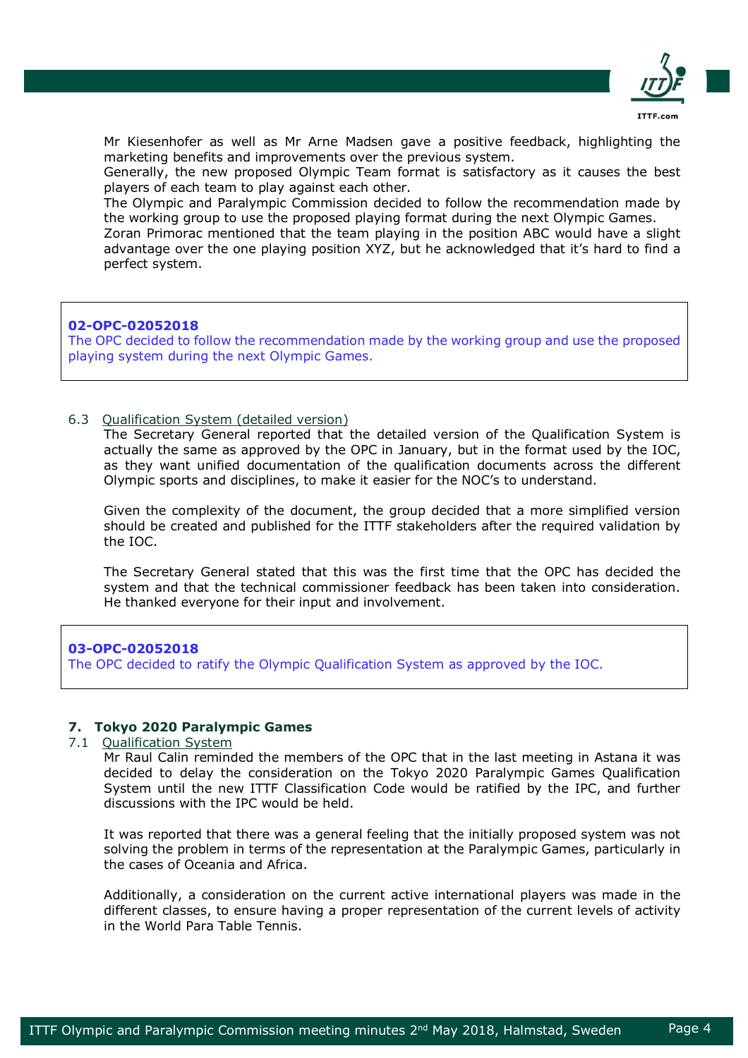Mr Kiesenhofer as well as Mr Arne Madsen gave a positive feedback, highlighting the marketing benefits and improvements over the previous system.
Generally, the new proposed Olympic Team format is satisfactory as it causes the best players of each team to play against each other.
The Olympic and Paralympic Commission decided to follow the recommendation made by the working group to use the proposed playing format during the next Olympic Games.
Zoran Primorac mentioned that the team playing in the position ABC would have a slight advantage over the one playing position XYZ, but he acknowledged that it's hard to find a perfect system.

> **02-OPC-02052018**
> The OPC decided to follow the recommendation made by the working group and use the proposed playing system during the next Olympic Games.

6.3 Qualification System (detailed version)

The Secretary General reported that the detailed version of the Qualification System is actually the same as approved by the OPC in January, but in the format used by the IOC, as they want unified documentation of the qualification documents across the different Olympic sports and disciplines, to make it easier for the NOC's to understand.

Given the complexity of the document, the group decided that a more simplified version should be created and published for the ITTF stakeholders after the required validation by the IOC.

The Secretary General stated that this was the first time that the OPC has decided the system and that the technical commissioner feedback has been taken into consideration. He thanked everyone for their input and involvement.

> **03-OPC-02052018**
> The OPC decided to ratify the Olympic Qualification System as approved by the IOC.

## 7. Tokyo 2020 Paralympic Games

7.1 Qualification System

Mr Raul Calin reminded the members of the OPC that in the last meeting in Astana it was decided to delay the consideration on the Tokyo 2020 Paralympic Games Qualification System until the new ITTF Classification Code would be ratified by the IPC, and further discussions with the IPC would be held.

It was reported that there was a general feeling that the initially proposed system was not solving the problem in terms of the representation at the Paralympic Games, particularly in the cases of Oceania and Africa.

Additionally, a consideration on the current active international players was made in the different classes, to ensure having a proper representation of the current levels of activity in the World Para Table Tennis.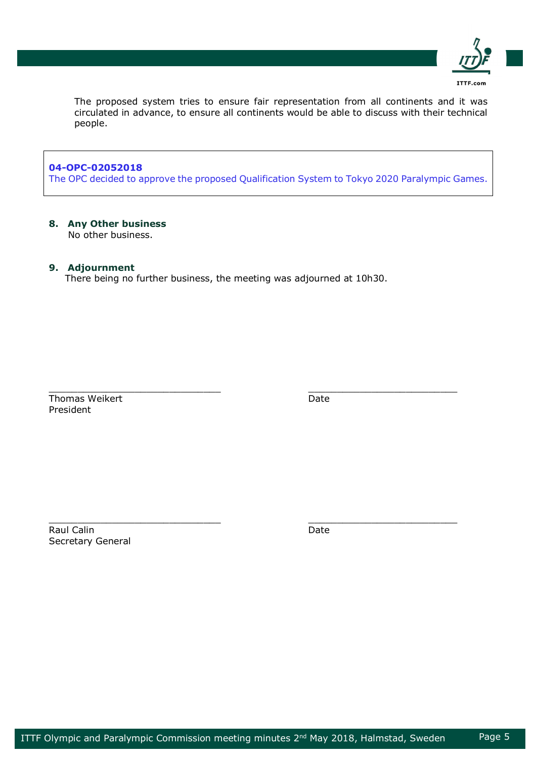The proposed system tries to ensure fair representation from all continents and it was circulated in advance, to ensure all continents would be able to discuss with their technical people.

> **04-OPC-02052018**
> The OPC decided to approve the proposed Qualification System to Tokyo 2020 Paralympic Games.

## 8. Any Other business

No other business.

## 9. Adjournment

There being no further business, the meeting was adjourned at 10h30.

\_\_\_\_\_\_\_\_\_\_\_\_\_\_\_\_\_\_\_\_\_\_\_\_\_\_\_\_\_\_ \_\_\_\_\_\_\_\_\_\_\_\_\_\_\_\_\_\_\_\_\_\_\_\_\_\_\_\_

Thomas Weikert Date
President

\_\_\_\_\_\_\_\_\_\_\_\_\_\_\_\_\_\_\_\_\_\_\_\_\_\_\_\_\_\_ \_\_\_\_\_\_\_\_\_\_\_\_\_\_\_\_\_\_\_\_\_\_\_\_\_\_\_\_

Raul Calin Date
Secretary General